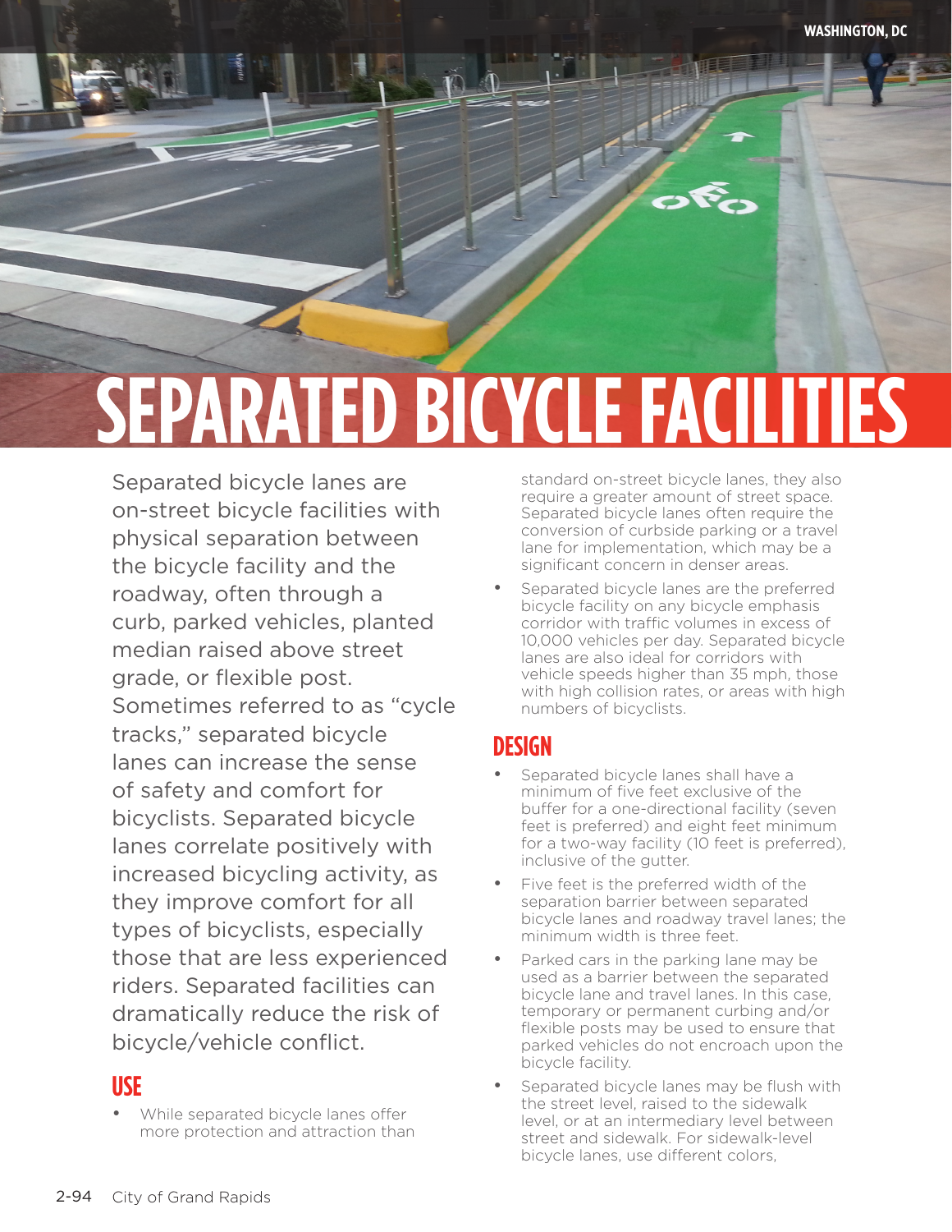# SEPARATED BICYCLE FACILITIES

Separated bicycle lanes are on-street bicycle facilities with physical separation between the bicycle facility and the roadway, often through a curb, parked vehicles, planted median raised above street grade, or flexible post. Sometimes referred to as "cycle tracks," separated bicycle lanes can increase the sense of safety and comfort for bicyclists. Separated bicycle lanes correlate positively with increased bicycling activity, as they improve comfort for all types of bicyclists, especially those that are less experienced riders. Separated facilities can dramatically reduce the risk of bicycle/vehicle conflict.

## USE

- While separated bicycle lanes offer more protection and attraction than standard on-street bicycle lanes, they also require a greater amount of street space. Separated bicycle lanes often require the conversion of curbside parking or a travel lane for implementation, which may be a significant concern in denser areas.
- Separated bicycle lanes are the preferred bicycle facility on any bicycle emphasis corridor with traffic volumes in excess of 10,000 vehicles per day. Separated bicycle lanes are also ideal for corridors with vehicle speeds higher than 35 mph, those with high collision rates, or areas with high numbers of bicyclists.

## DESIGN

- Separated bicycle lanes shall have a minimum of five feet exclusive of the buffer for a one-directional facility (seven feet is preferred) and eight feet minimum for a two-way facility (10 feet is preferred), inclusive of the gutter.
- Five feet is the preferred width of the separation barrier between separated bicycle lanes and roadway travel lanes; the minimum width is three feet.
- Parked cars in the parking lane may be used as a barrier between the separated bicycle lane and travel lanes. In this case, temporary or permanent curbing and/or flexible posts may be used to ensure that parked vehicles do not encroach upon the bicycle facility.
- Separated bicycle lanes may be flush with the street level, raised to the sidewalk level, or at an intermediary level between street and sidewalk. For sidewalk-level bicycle lanes, use different colors,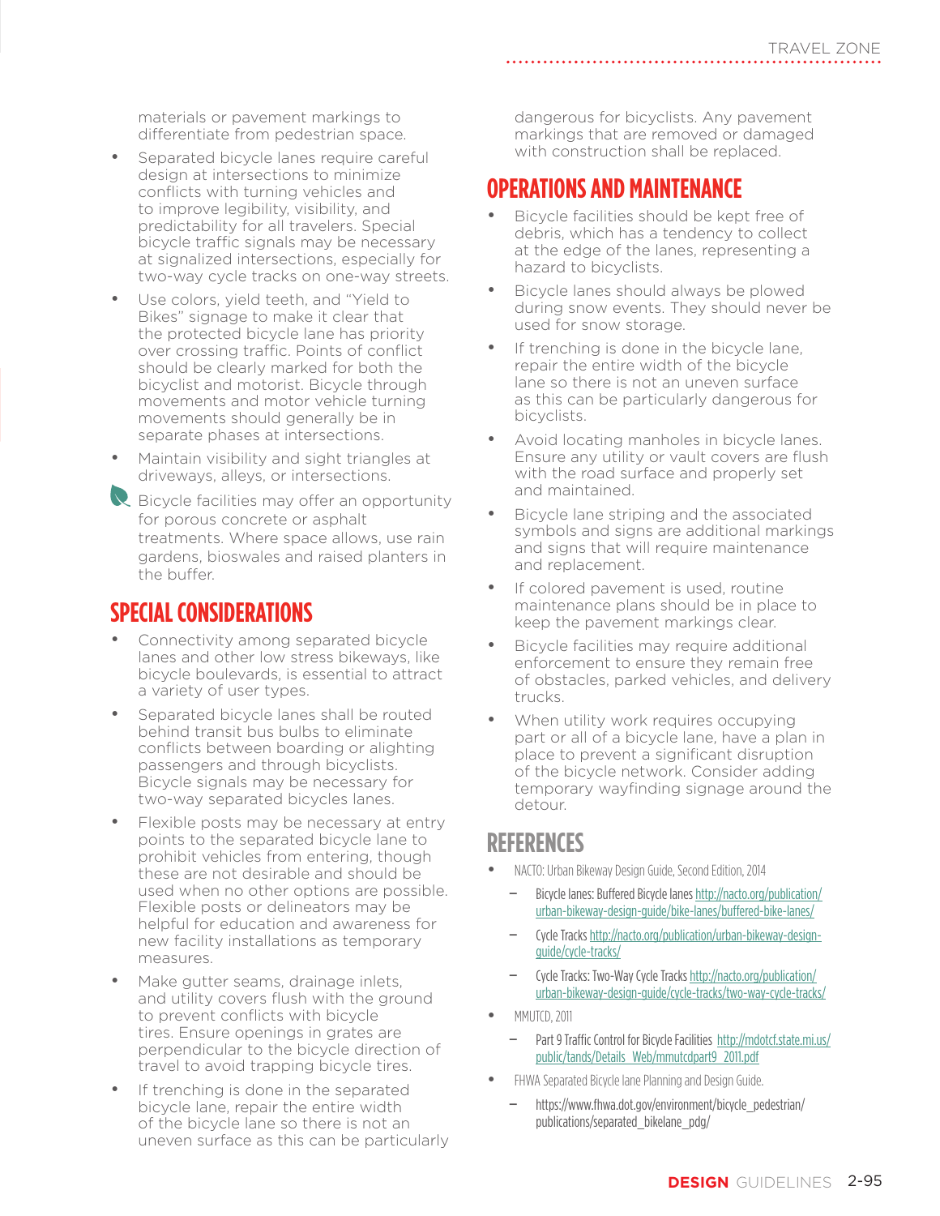materials or pavement markings to differentiate from pedestrian space.

- Separated bicycle lanes require careful design at intersections to minimize conflicts with turning vehicles and to improve legibility, visibility, and predictability for all travelers. Special bicycle traffic signals may be necessary at signalized intersections, especially for two-way cycle tracks on one-way streets.
- Use colors, yield teeth, and "Yield to Bikes" signage to make it clear that the protected bicycle lane has priority over crossing traffic. Points of conflict should be clearly marked for both the bicyclist and motorist. Bicycle through movements and motor vehicle turning movements should generally be in separate phases at intersections.
- Maintain visibility and sight triangles at driveways, alleys, or intersections.
- Bicycle facilities may offer an opportunity for porous concrete or asphalt treatments. Where space allows, use rain gardens, bioswales and raised planters in the buffer.

## SPECIAL CONSIDERATIONS

- Connectivity among separated bicycle lanes and other low stress bikeways, like bicycle boulevards, is essential to attract a variety of user types.
- Separated bicycle lanes shall be routed behind transit bus bulbs to eliminate conflicts between boarding or alighting passengers and through bicyclists. Bicycle signals may be necessary for two-way separated bicycles lanes.
- Flexible posts may be necessary at entry points to the separated bicycle lane to prohibit vehicles from entering, though these are not desirable and should be used when no other options are possible. Flexible posts or delineators may be helpful for education and awareness for new facility installations as temporary measures.
- Make gutter seams, drainage inlets, and utility covers flush with the ground to prevent conflicts with bicycle tires. Ensure openings in grates are perpendicular to the bicycle direction of travel to avoid trapping bicycle tires.
- If trenching is done in the separated bicycle lane, repair the entire width of the bicycle lane so there is not an uneven surface as this can be particularly dangerous for bicyclists. Any pavement markings that are removed or damaged with construction shall be replaced.

## OPERATIONS AND MAINTENANCE

- Bicycle facilities should be kept free of debris, which has a tendency to collect at the edge of the lanes, representing a hazard to bicyclists.
- Bicycle lanes should always be plowed during snow events. They should never be used for snow storage.
- If trenching is done in the bicycle lane, repair the entire width of the bicycle lane so there is not an uneven surface as this can be particularly dangerous for bicyclists.
- Avoid locating manholes in bicycle lanes. Ensure any utility or vault covers are flush with the road surface and properly set and maintained.
- Bicycle lane striping and the associated symbols and signs are additional markings and signs that will require maintenance and replacement.
- If colored pavement is used, routine maintenance plans should be in place to keep the pavement markings clear.
- Bicycle facilities may require additional enforcement to ensure they remain free of obstacles, parked vehicles, and delivery trucks.
- When utility work requires occupying part or all of a bicycle lane, have a plan in place to prevent a significant disruption of the bicycle network. Consider adding temporary wayfinding signage around the detour.

## REFERENCES

- NACTO: Urban Bikeway Design Guide, Second Edition, 2014
  - Bicycle lanes: Buffered Bicycle lanes http://nacto.org/publication/urban-bikeway-design-guide/bike-lanes/buffered-bike-lanes/
  - Cycle Tracks http://nacto.org/publication/urban-bikeway-design-guide/cycle-tracks/
  - Cycle Tracks: Two-Way Cycle Tracks http://nacto.org/publication/urban-bikeway-design-guide/cycle-tracks/two-way-cycle-tracks/
- MMUTCD, 2011
  - Part 9 Traffic Control for Bicycle Facilities http://mdotcf.state.mi.us/public/tands/Details_Web/mmutcdpart9_2011.pdf
- FHWA Separated Bicycle lane Planning and Design Guide.
  - https://www.fhwa.dot.gov/environment/bicycle_pedestrian/publications/separated_bikelane_pdg/